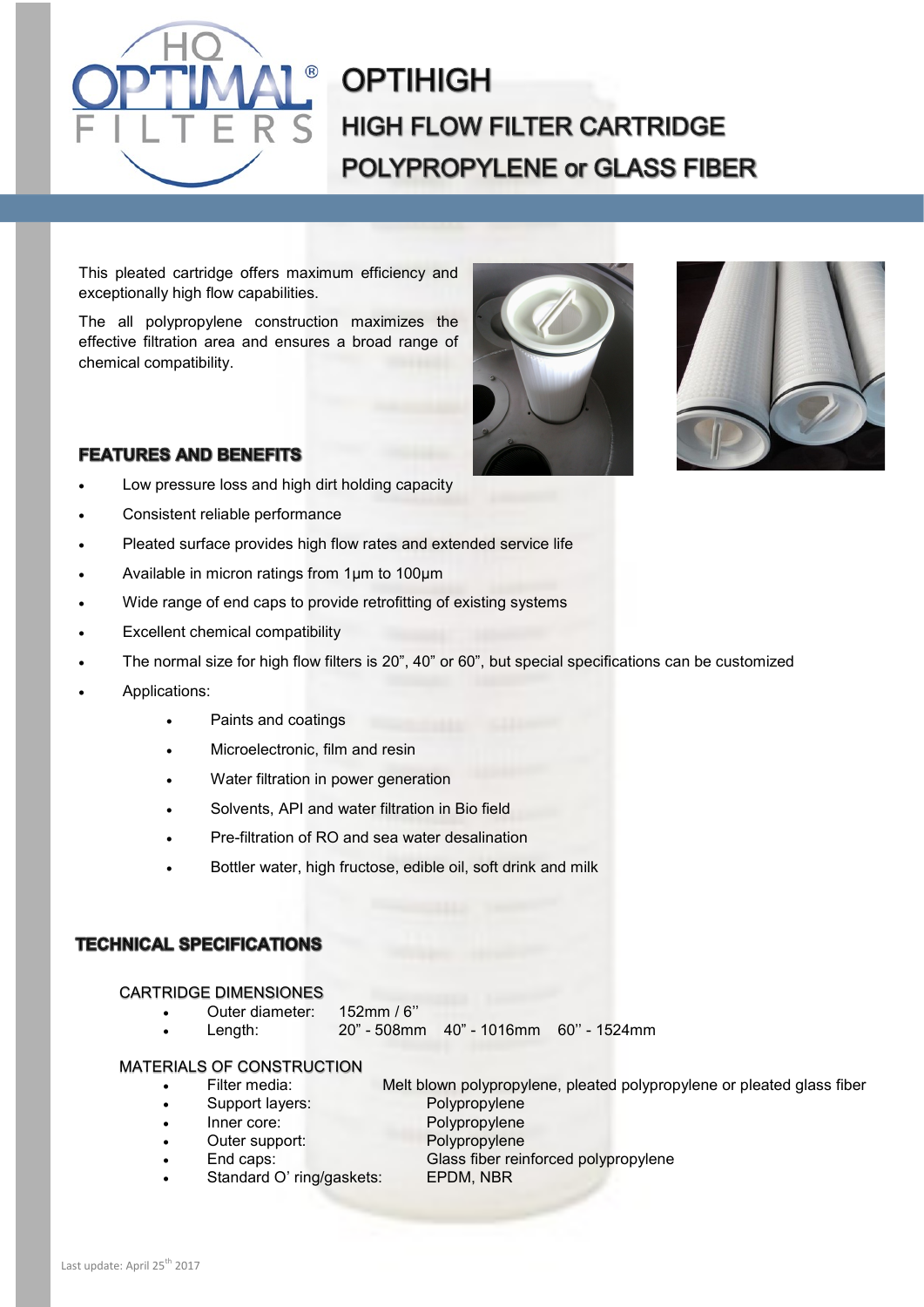# OPTIHIGH

## HIGH FLOW FILTER CARTRIDGE

## POLYPROPYLENE or GLASS FIBER

This pleated cartridge offers maximum efficiency and exceptionally high flow capabilities.

The all polypropylene construction maximizes the effective filtration area and ensures a broad range of chemical compatibility.

### FEATURES AND BENEFITS

- Low pressure loss and high dirt holding capacity
- Consistent reliable performance
- Pleated surface provides high flow rates and extended service life
- Available in micron ratings from 1µm to 100µm
- Wide range of end caps to provide retrofitting of existing systems
- Excellent chemical compatibility
- The normal size for high flow filters is 20", 40" or 60", but special specifications can be customized
- Applications:
  - Paints and coatings
  - Microelectronic, film and resin
  - Water filtration in power generation
  - Solvents, API and water filtration in Bio field
  - Pre-filtration of RO and sea water desalination
  - Bottler water, high fructose, edible oil, soft drink and milk

### TECHNICAL SPECIFICATIONS

#### CARTRIDGE DIMENSIONES

- Outer diameter: 152mm / 6''
- Length: 20" - 508mm 40" - 1016mm 60'' - 1524mm

#### MATERIALS OF CONSTRUCTION

- Filter media: Melt blown polypropylene, pleated polypropylene or pleated glass fiber
- Support layers: Polypropylene
- Inner core: Polypropylene
- Outer support: Polypropylene
- End caps: Glass fiber reinforced polypropylene
- Standard O' ring/gaskets: EPDM, NBR

Last update: April 25th 2017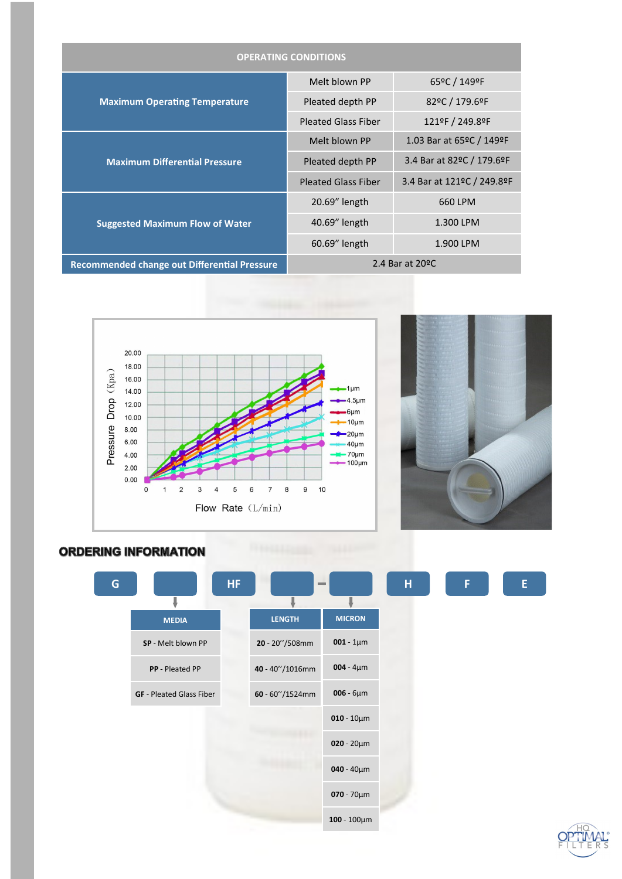| OPERATING CONDITIONS | | |
|---|---|---|
| **Maximum Operating Temperature** | Melt blown PP | 65ºC / 149ºF |
| | Pleated depth PP | 82ºC / 179.6ºF |
| | Pleated Glass Fiber | 121ºF / 249.8ºF |
| **Maximum Differential Pressure** | Melt blown PP | 1.03 Bar at 65ºC / 149ºF |
| | Pleated depth PP | 3.4 Bar at 82ºC / 179.6ºF |
| | Pleated Glass Fiber | 3.4 Bar at 121ºC / 249.8ºF |
| **Suggested Maximum Flow of Water** | 20.69" length | 660 LPM |
| | 40.69" length | 1.300 LPM |
| | 60.69" length | 1.900 LPM |
| **Recommended change out Differential Pressure** | 2.4 Bar at 20ºC | |

Pressure Drop (Kpa)

20.00
18.00
16.00
14.00
12.00
10.00
8.00
6.00
4.00
2.00
0.00

0 1 2 3 4 5 6 7 8 9 10

Flow Rate (L/min)

1μm
4.5μm
6μm
10μm
20μm
40μm
70μm
100μm

## ORDERING INFORMATION

G | [ ] | HF | [ ] - [ ] | H | F | E

| MEDIA |
|---|
| **SP** - Melt blown PP |
| **PP** - Pleated PP |
| **GF** - Pleated Glass Fiber |

| LENGTH |
|---|
| **20** - 20"/508mm |
| **40** - 40"/1016mm |
| **60** - 60"/1524mm |

| MICRON |
|---|
| **001** - 1μm |
| **004** - 4μm |
| **006** - 6μm |
| **010** - 10μm |
| **020** - 20μm |
| **040** - 40μm |
| **070** - 70μm |
| **100** - 100μm |